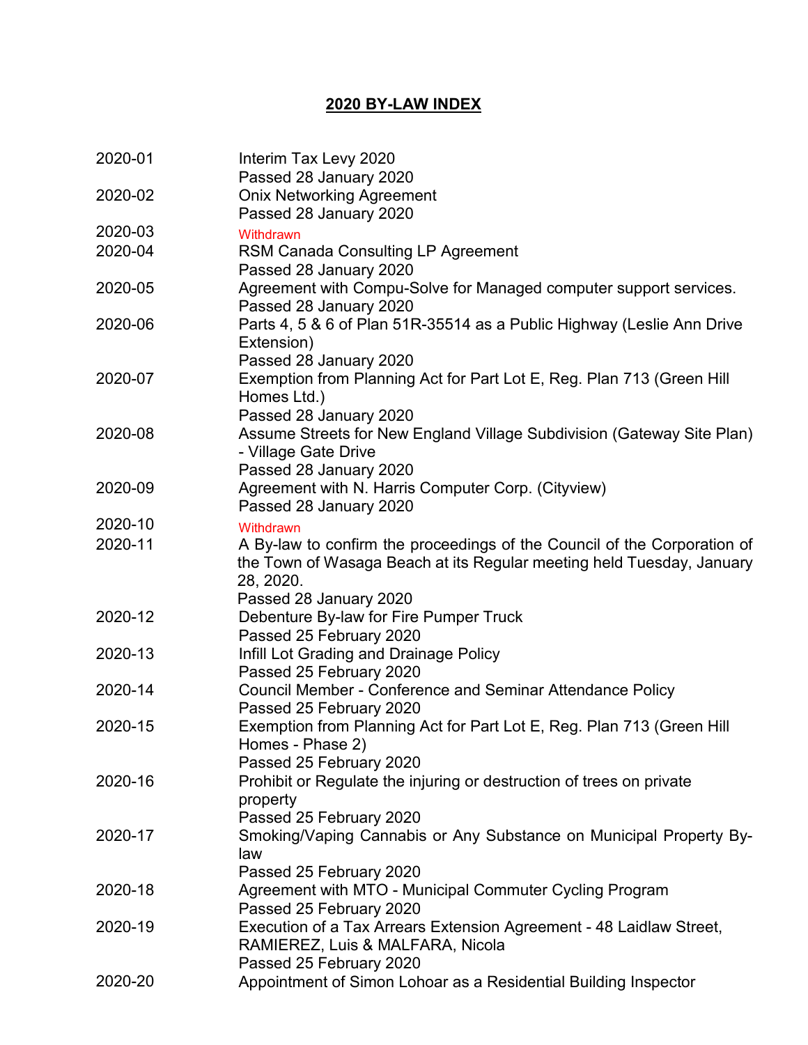# 2020 BY-LAW INDEX

| | |
|---|---|
| 2020-01 | Interim Tax Levy 2020<br>Passed 28 January 2020 |
| 2020-02 | Onix Networking Agreement<br>Passed 28 January 2020 |
| 2020-03 | Withdrawn |
| 2020-04 | RSM Canada Consulting LP Agreement<br>Passed 28 January 2020 |
| 2020-05 | Agreement with Compu-Solve for Managed computer support services.<br>Passed 28 January 2020 |
| 2020-06 | Parts 4, 5 & 6 of Plan 51R-35514 as a Public Highway (Leslie Ann Drive Extension)<br>Passed 28 January 2020 |
| 2020-07 | Exemption from Planning Act for Part Lot E, Reg. Plan 713 (Green Hill Homes Ltd.)<br>Passed 28 January 2020 |
| 2020-08 | Assume Streets for New England Village Subdivision (Gateway Site Plan) - Village Gate Drive<br>Passed 28 January 2020 |
| 2020-09 | Agreement with N. Harris Computer Corp. (Cityview)<br>Passed 28 January 2020 |
| 2020-10 | Withdrawn |
| 2020-11 | A By-law to confirm the proceedings of the Council of the Corporation of the Town of Wasaga Beach at its Regular meeting held Tuesday, January 28, 2020.<br>Passed 28 January 2020 |
| 2020-12 | Debenture By-law for Fire Pumper Truck<br>Passed 25 February 2020 |
| 2020-13 | Infill Lot Grading and Drainage Policy<br>Passed 25 February 2020 |
| 2020-14 | Council Member - Conference and Seminar Attendance Policy<br>Passed 25 February 2020 |
| 2020-15 | Exemption from Planning Act for Part Lot E, Reg. Plan 713 (Green Hill Homes - Phase 2)<br>Passed 25 February 2020 |
| 2020-16 | Prohibit or Regulate the injuring or destruction of trees on private property<br>Passed 25 February 2020 |
| 2020-17 | Smoking/Vaping Cannabis or Any Substance on Municipal Property By-law<br>Passed 25 February 2020 |
| 2020-18 | Agreement with MTO - Municipal Commuter Cycling Program<br>Passed 25 February 2020 |
| 2020-19 | Execution of a Tax Arrears Extension Agreement - 48 Laidlaw Street, RAMIEREZ, Luis & MALFARA, Nicola<br>Passed 25 February 2020 |
| 2020-20 | Appointment of Simon Lohoar as a Residential Building Inspector |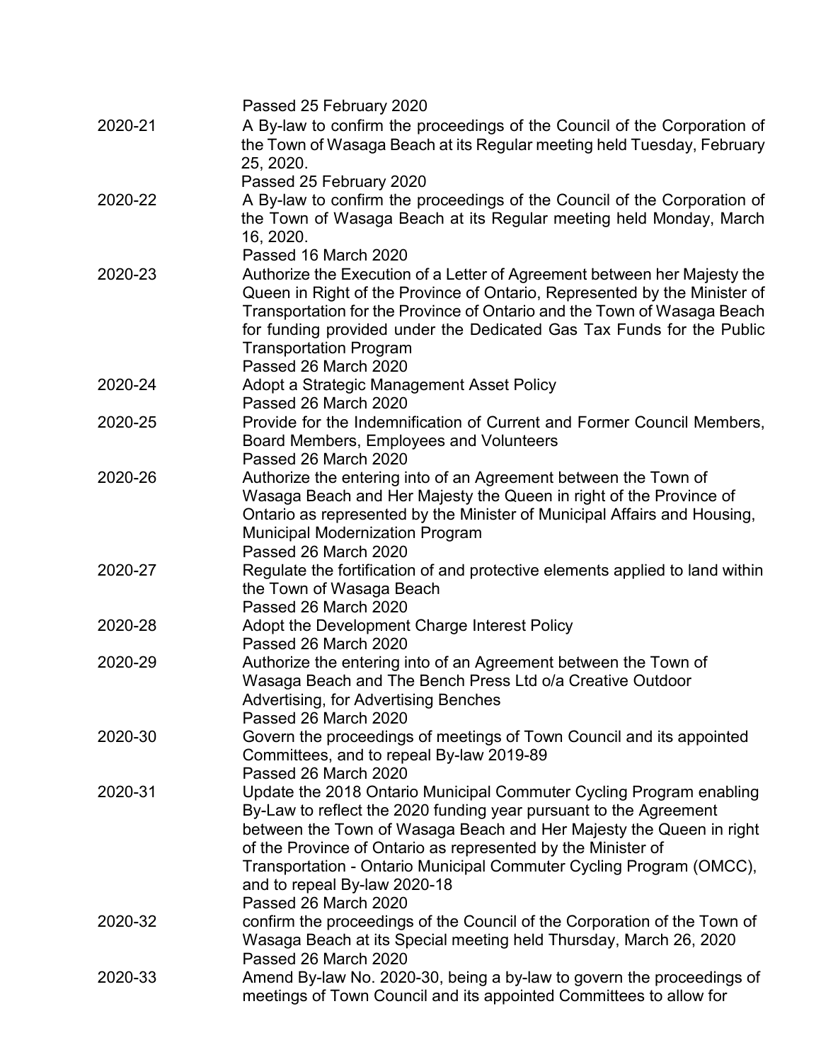Passed 25 February 2020

| | |
|---|---|
| 2020-21 | A By-law to confirm the proceedings of the Council of the Corporation of the Town of Wasaga Beach at its Regular meeting held Tuesday, February 25, 2020.<br>Passed 25 February 2020 |
| 2020-22 | A By-law to confirm the proceedings of the Council of the Corporation of the Town of Wasaga Beach at its Regular meeting held Monday, March 16, 2020.<br>Passed 16 March 2020 |
| 2020-23 | Authorize the Execution of a Letter of Agreement between her Majesty the Queen in Right of the Province of Ontario, Represented by the Minister of Transportation for the Province of Ontario and the Town of Wasaga Beach for funding provided under the Dedicated Gas Tax Funds for the Public Transportation Program<br>Passed 26 March 2020 |
| 2020-24 | Adopt a Strategic Management Asset Policy<br>Passed 26 March 2020 |
| 2020-25 | Provide for the Indemnification of Current and Former Council Members, Board Members, Employees and Volunteers<br>Passed 26 March 2020 |
| 2020-26 | Authorize the entering into of an Agreement between the Town of Wasaga Beach and Her Majesty the Queen in right of the Province of Ontario as represented by the Minister of Municipal Affairs and Housing, Municipal Modernization Program<br>Passed 26 March 2020 |
| 2020-27 | Regulate the fortification of and protective elements applied to land within the Town of Wasaga Beach<br>Passed 26 March 2020 |
| 2020-28 | Adopt the Development Charge Interest Policy<br>Passed 26 March 2020 |
| 2020-29 | Authorize the entering into of an Agreement between the Town of Wasaga Beach and The Bench Press Ltd o/a Creative Outdoor Advertising, for Advertising Benches<br>Passed 26 March 2020 |
| 2020-30 | Govern the proceedings of meetings of Town Council and its appointed Committees, and to repeal By-law 2019-89<br>Passed 26 March 2020 |
| 2020-31 | Update the 2018 Ontario Municipal Commuter Cycling Program enabling By-Law to reflect the 2020 funding year pursuant to the Agreement between the Town of Wasaga Beach and Her Majesty the Queen in right of the Province of Ontario as represented by the Minister of Transportation - Ontario Municipal Commuter Cycling Program (OMCC), and to repeal By-law 2020-18<br>Passed 26 March 2020 |
| 2020-32 | confirm the proceedings of the Council of the Corporation of the Town of Wasaga Beach at its Special meeting held Thursday, March 26, 2020<br>Passed 26 March 2020 |
| 2020-33 | Amend By-law No. 2020-30, being a by-law to govern the proceedings of meetings of Town Council and its appointed Committees to allow for |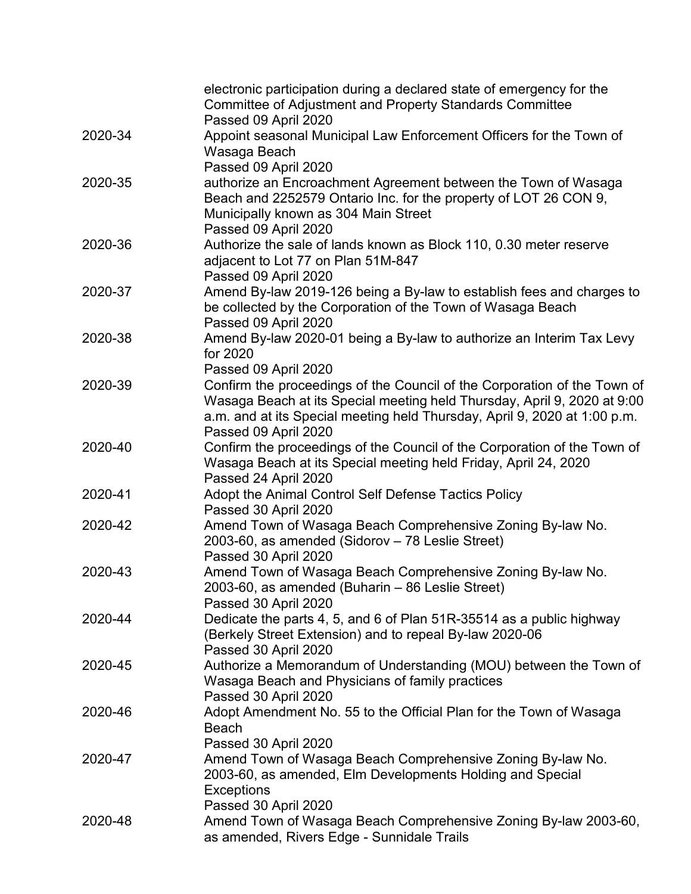|  |  |
|---|---|
|  | electronic participation during a declared state of emergency for the Committee of Adjustment and Property Standards Committee<br>Passed 09 April 2020 |
| 2020-34 | Appoint seasonal Municipal Law Enforcement Officers for the Town of Wasaga Beach<br>Passed 09 April 2020 |
| 2020-35 | authorize an Encroachment Agreement between the Town of Wasaga Beach and 2252579 Ontario Inc. for the property of LOT 26 CON 9, Municipally known as 304 Main Street<br>Passed 09 April 2020 |
| 2020-36 | Authorize the sale of lands known as Block 110, 0.30 meter reserve adjacent to Lot 77 on Plan 51M-847<br>Passed 09 April 2020 |
| 2020-37 | Amend By-law 2019-126 being a By-law to establish fees and charges to be collected by the Corporation of the Town of Wasaga Beach<br>Passed 09 April 2020 |
| 2020-38 | Amend By-law 2020-01 being a By-law to authorize an Interim Tax Levy for 2020<br>Passed 09 April 2020 |
| 2020-39 | Confirm the proceedings of the Council of the Corporation of the Town of Wasaga Beach at its Special meeting held Thursday, April 9, 2020 at 9:00 a.m. and at its Special meeting held Thursday, April 9, 2020 at 1:00 p.m.<br>Passed 09 April 2020 |
| 2020-40 | Confirm the proceedings of the Council of the Corporation of the Town of Wasaga Beach at its Special meeting held Friday, April 24, 2020<br>Passed 24 April 2020 |
| 2020-41 | Adopt the Animal Control Self Defense Tactics Policy<br>Passed 30 April 2020 |
| 2020-42 | Amend Town of Wasaga Beach Comprehensive Zoning By-law No. 2003-60, as amended (Sidorov – 78 Leslie Street)<br>Passed 30 April 2020 |
| 2020-43 | Amend Town of Wasaga Beach Comprehensive Zoning By-law No. 2003-60, as amended (Buharin – 86 Leslie Street)<br>Passed 30 April 2020 |
| 2020-44 | Dedicate the parts 4, 5, and 6 of Plan 51R-35514 as a public highway (Berkely Street Extension) and to repeal By-law 2020-06<br>Passed 30 April 2020 |
| 2020-45 | Authorize a Memorandum of Understanding (MOU) between the Town of Wasaga Beach and Physicians of family practices<br>Passed 30 April 2020 |
| 2020-46 | Adopt Amendment No. 55 to the Official Plan for the Town of Wasaga Beach<br>Passed 30 April 2020 |
| 2020-47 | Amend Town of Wasaga Beach Comprehensive Zoning By-law No. 2003-60, as amended, Elm Developments Holding and Special Exceptions<br>Passed 30 April 2020 |
| 2020-48 | Amend Town of Wasaga Beach Comprehensive Zoning By-law 2003-60, as amended, Rivers Edge - Sunnidale Trails |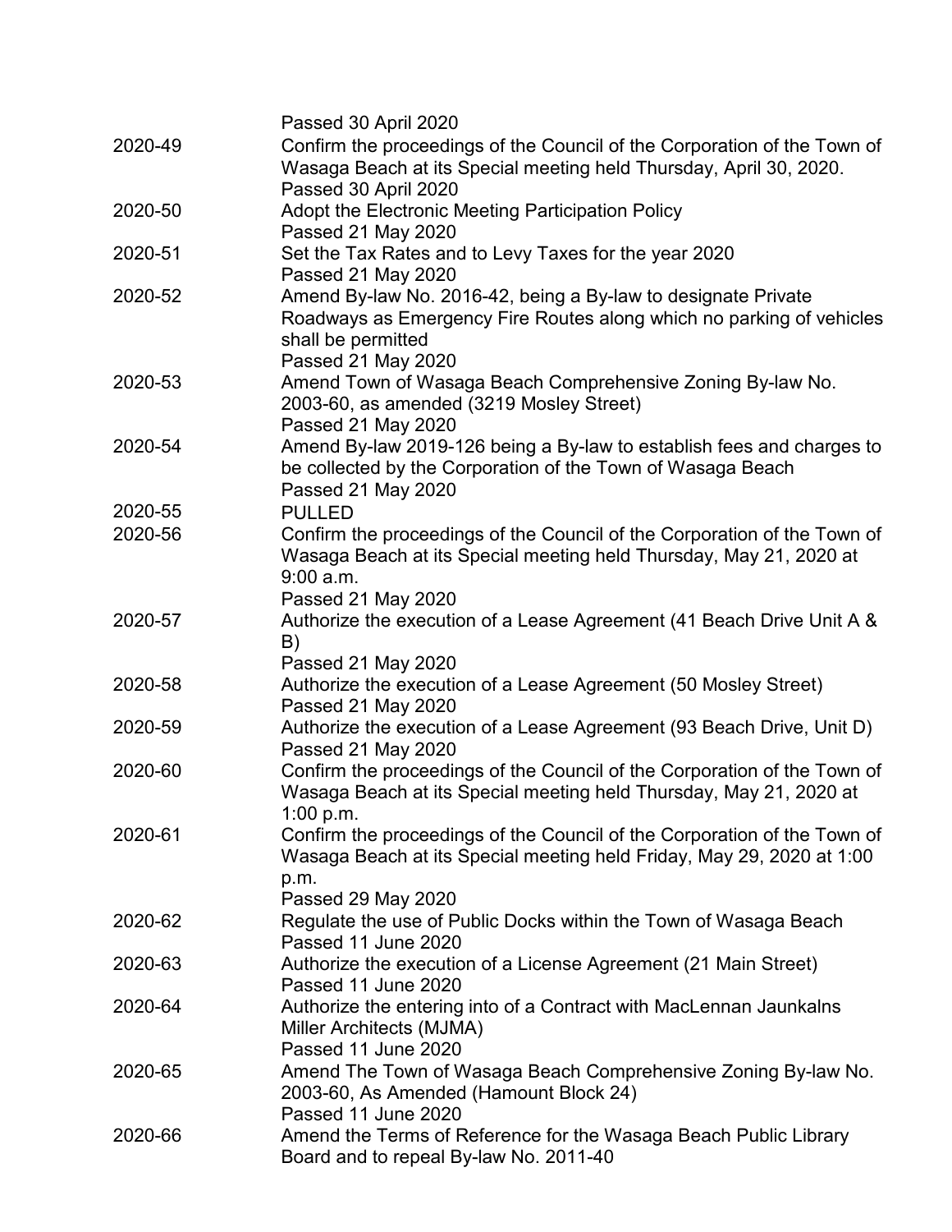| | |
|---|---|
| | Passed 30 April 2020 |
| 2020-49 | Confirm the proceedings of the Council of the Corporation of the Town of Wasaga Beach at its Special meeting held Thursday, April 30, 2020.<br>Passed 30 April 2020 |
| 2020-50 | Adopt the Electronic Meeting Participation Policy<br>Passed 21 May 2020 |
| 2020-51 | Set the Tax Rates and to Levy Taxes for the year 2020<br>Passed 21 May 2020 |
| 2020-52 | Amend By-law No. 2016-42, being a By-law to designate Private Roadways as Emergency Fire Routes along which no parking of vehicles shall be permitted<br>Passed 21 May 2020 |
| 2020-53 | Amend Town of Wasaga Beach Comprehensive Zoning By-law No. 2003-60, as amended (3219 Mosley Street)<br>Passed 21 May 2020 |
| 2020-54 | Amend By-law 2019-126 being a By-law to establish fees and charges to be collected by the Corporation of the Town of Wasaga Beach<br>Passed 21 May 2020 |
| 2020-55 | PULLED |
| 2020-56 | Confirm the proceedings of the Council of the Corporation of the Town of Wasaga Beach at its Special meeting held Thursday, May 21, 2020 at 9:00 a.m.<br>Passed 21 May 2020 |
| 2020-57 | Authorize the execution of a Lease Agreement (41 Beach Drive Unit A & B)<br>Passed 21 May 2020 |
| 2020-58 | Authorize the execution of a Lease Agreement (50 Mosley Street)<br>Passed 21 May 2020 |
| 2020-59 | Authorize the execution of a Lease Agreement (93 Beach Drive, Unit D)<br>Passed 21 May 2020 |
| 2020-60 | Confirm the proceedings of the Council of the Corporation of the Town of Wasaga Beach at its Special meeting held Thursday, May 21, 2020 at 1:00 p.m. |
| 2020-61 | Confirm the proceedings of the Council of the Corporation of the Town of Wasaga Beach at its Special meeting held Friday, May 29, 2020 at 1:00 p.m.<br>Passed 29 May 2020 |
| 2020-62 | Regulate the use of Public Docks within the Town of Wasaga Beach<br>Passed 11 June 2020 |
| 2020-63 | Authorize the execution of a License Agreement (21 Main Street)<br>Passed 11 June 2020 |
| 2020-64 | Authorize the entering into of a Contract with MacLennan Jaunkalns Miller Architects (MJMA)<br>Passed 11 June 2020 |
| 2020-65 | Amend The Town of Wasaga Beach Comprehensive Zoning By-law No. 2003-60, As Amended (Hamount Block 24)<br>Passed 11 June 2020 |
| 2020-66 | Amend the Terms of Reference for the Wasaga Beach Public Library Board and to repeal By-law No. 2011-40 |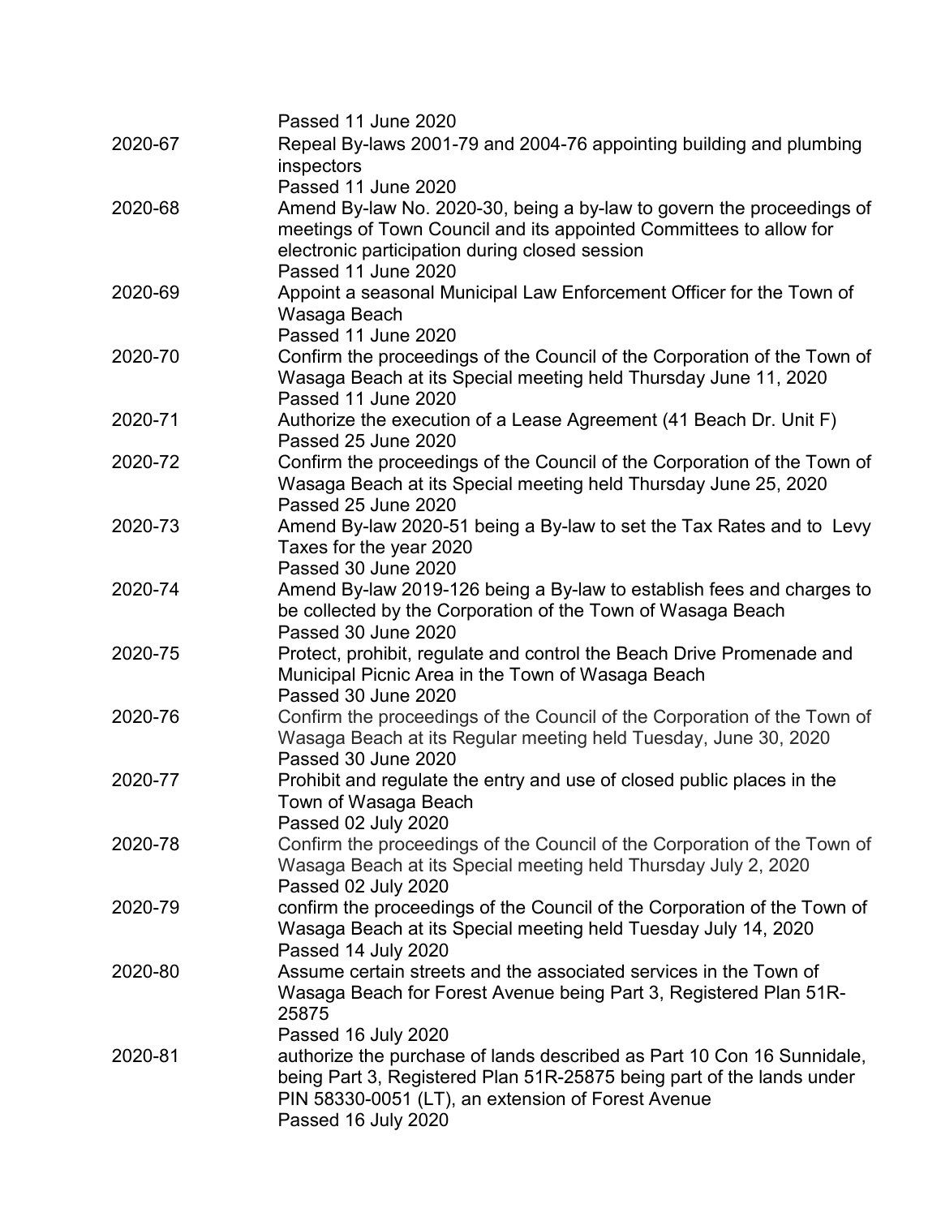| | |
|---|---|
| | Passed 11 June 2020 |
| 2020-67 | Repeal By-laws 2001-79 and 2004-76 appointing building and plumbing inspectors<br>Passed 11 June 2020 |
| 2020-68 | Amend By-law No. 2020-30, being a by-law to govern the proceedings of meetings of Town Council and its appointed Committees to allow for electronic participation during closed session<br>Passed 11 June 2020 |
| 2020-69 | Appoint a seasonal Municipal Law Enforcement Officer for the Town of Wasaga Beach<br>Passed 11 June 2020 |
| 2020-70 | Confirm the proceedings of the Council of the Corporation of the Town of Wasaga Beach at its Special meeting held Thursday June 11, 2020<br>Passed 11 June 2020 |
| 2020-71 | Authorize the execution of a Lease Agreement (41 Beach Dr. Unit F)<br>Passed 25 June 2020 |
| 2020-72 | Confirm the proceedings of the Council of the Corporation of the Town of Wasaga Beach at its Special meeting held Thursday June 25, 2020<br>Passed 25 June 2020 |
| 2020-73 | Amend By-law 2020-51 being a By-law to set the Tax Rates and to Levy Taxes for the year 2020<br>Passed 30 June 2020 |
| 2020-74 | Amend By-law 2019-126 being a By-law to establish fees and charges to be collected by the Corporation of the Town of Wasaga Beach<br>Passed 30 June 2020 |
| 2020-75 | Protect, prohibit, regulate and control the Beach Drive Promenade and Municipal Picnic Area in the Town of Wasaga Beach<br>Passed 30 June 2020 |
| 2020-76 | Confirm the proceedings of the Council of the Corporation of the Town of Wasaga Beach at its Regular meeting held Tuesday, June 30, 2020<br>Passed 30 June 2020 |
| 2020-77 | Prohibit and regulate the entry and use of closed public places in the Town of Wasaga Beach<br>Passed 02 July 2020 |
| 2020-78 | Confirm the proceedings of the Council of the Corporation of the Town of Wasaga Beach at its Special meeting held Thursday July 2, 2020<br>Passed 02 July 2020 |
| 2020-79 | confirm the proceedings of the Council of the Corporation of the Town of Wasaga Beach at its Special meeting held Tuesday July 14, 2020<br>Passed 14 July 2020 |
| 2020-80 | Assume certain streets and the associated services in the Town of Wasaga Beach for Forest Avenue being Part 3, Registered Plan 51R-25875<br>Passed 16 July 2020 |
| 2020-81 | authorize the purchase of lands described as Part 10 Con 16 Sunnidale, being Part 3, Registered Plan 51R-25875 being part of the lands under PIN 58330-0051 (LT), an extension of Forest Avenue<br>Passed 16 July 2020 |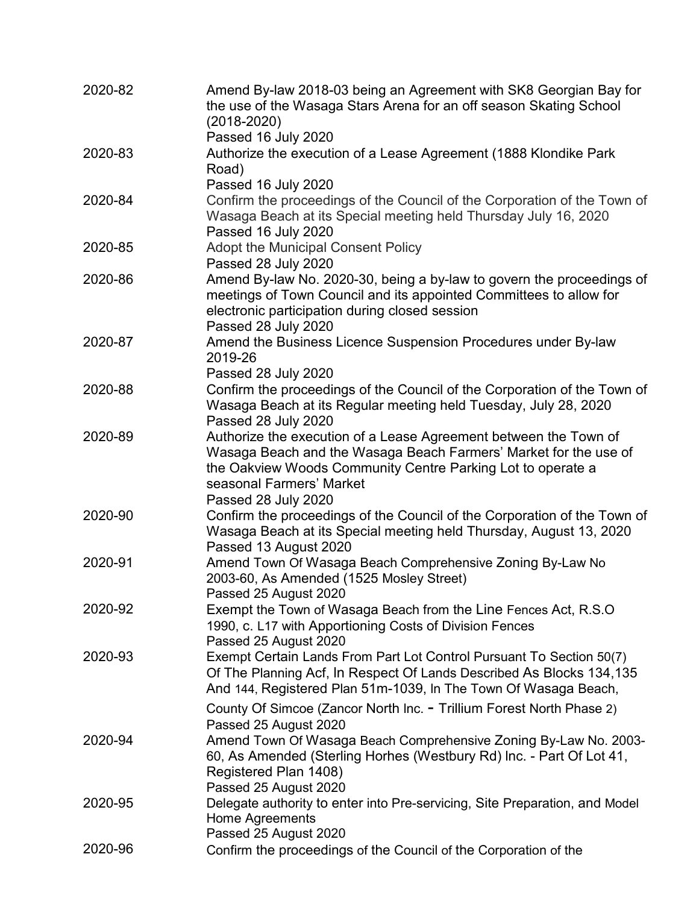| | |
|---|---|
| 2020-82 | Amend By-law 2018-03 being an Agreement with SK8 Georgian Bay for the use of the Wasaga Stars Arena for an off season Skating School (2018-2020)<br>Passed 16 July 2020 |
| 2020-83 | Authorize the execution of a Lease Agreement (1888 Klondike Park Road)<br>Passed 16 July 2020 |
| 2020-84 | Confirm the proceedings of the Council of the Corporation of the Town of Wasaga Beach at its Special meeting held Thursday July 16, 2020<br>Passed 16 July 2020 |
| 2020-85 | Adopt the Municipal Consent Policy<br>Passed 28 July 2020 |
| 2020-86 | Amend By-law No. 2020-30, being a by-law to govern the proceedings of meetings of Town Council and its appointed Committees to allow for electronic participation during closed session<br>Passed 28 July 2020 |
| 2020-87 | Amend the Business Licence Suspension Procedures under By-law 2019-26<br>Passed 28 July 2020 |
| 2020-88 | Confirm the proceedings of the Council of the Corporation of the Town of Wasaga Beach at its Regular meeting held Tuesday, July 28, 2020<br>Passed 28 July 2020 |
| 2020-89 | Authorize the execution of a Lease Agreement between the Town of Wasaga Beach and the Wasaga Beach Farmers' Market for the use of the Oakview Woods Community Centre Parking Lot to operate a seasonal Farmers' Market<br>Passed 28 July 2020 |
| 2020-90 | Confirm the proceedings of the Council of the Corporation of the Town of Wasaga Beach at its Special meeting held Thursday, August 13, 2020<br>Passed 13 August 2020 |
| 2020-91 | Amend Town Of Wasaga Beach Comprehensive Zoning By-Law No 2003-60, As Amended (1525 Mosley Street)<br>Passed 25 August 2020 |
| 2020-92 | Exempt the Town of Wasaga Beach from the Line Fences Act, R.S.O 1990, c. L17 with Apportioning Costs of Division Fences<br>Passed 25 August 2020 |
| 2020-93 | Exempt Certain Lands From Part Lot Control Pursuant To Section 50(7) Of The Planning Acf, In Respect Of Lands Described As Blocks 134,135 And 144, Registered Plan 51m-1039, In The Town Of Wasaga Beach, County Of Simcoe (Zancor North Inc. - Trillium Forest North Phase 2)<br>Passed 25 August 2020 |
| 2020-94 | Amend Town Of Wasaga Beach Comprehensive Zoning By-Law No. 2003-60, As Amended (Sterling Horhes (Westbury Rd) Inc. - Part Of Lot 41, Registered Plan 1408)<br>Passed 25 August 2020 |
| 2020-95 | Delegate authority to enter into Pre-servicing, Site Preparation, and Model Home Agreements<br>Passed 25 August 2020 |
| 2020-96 | Confirm the proceedings of the Council of the Corporation of the |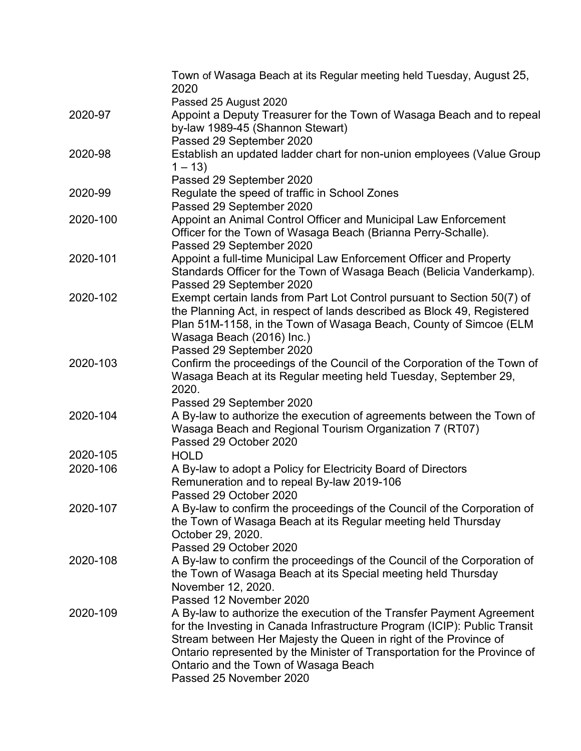| | |
|---|---|
| | Town of Wasaga Beach at its Regular meeting held Tuesday, August 25, 2020<br>Passed 25 August 2020 |
| 2020-97 | Appoint a Deputy Treasurer for the Town of Wasaga Beach and to repeal by-law 1989-45 (Shannon Stewart)<br>Passed 29 September 2020 |
| 2020-98 | Establish an updated ladder chart for non-union employees (Value Group 1 – 13)<br>Passed 29 September 2020 |
| 2020-99 | Regulate the speed of traffic in School Zones<br>Passed 29 September 2020 |
| 2020-100 | Appoint an Animal Control Officer and Municipal Law Enforcement Officer for the Town of Wasaga Beach (Brianna Perry-Schalle).<br>Passed 29 September 2020 |
| 2020-101 | Appoint a full-time Municipal Law Enforcement Officer and Property Standards Officer for the Town of Wasaga Beach (Belicia Vanderkamp).<br>Passed 29 September 2020 |
| 2020-102 | Exempt certain lands from Part Lot Control pursuant to Section 50(7) of the Planning Act, in respect of lands described as Block 49, Registered Plan 51M-1158, in the Town of Wasaga Beach, County of Simcoe (ELM Wasaga Beach (2016) Inc.)<br>Passed 29 September 2020 |
| 2020-103 | Confirm the proceedings of the Council of the Corporation of the Town of Wasaga Beach at its Regular meeting held Tuesday, September 29, 2020.<br>Passed 29 September 2020 |
| 2020-104 | A By-law to authorize the execution of agreements between the Town of Wasaga Beach and Regional Tourism Organization 7 (RT07)<br>Passed 29 October 2020 |
| 2020-105 | HOLD |
| 2020-106 | A By-law to adopt a Policy for Electricity Board of Directors Remuneration and to repeal By-law 2019-106<br>Passed 29 October 2020 |
| 2020-107 | A By-law to confirm the proceedings of the Council of the Corporation of the Town of Wasaga Beach at its Regular meeting held Thursday October 29, 2020.<br>Passed 29 October 2020 |
| 2020-108 | A By-law to confirm the proceedings of the Council of the Corporation of the Town of Wasaga Beach at its Special meeting held Thursday November 12, 2020.<br>Passed 12 November 2020 |
| 2020-109 | A By-law to authorize the execution of the Transfer Payment Agreement for the Investing in Canada Infrastructure Program (ICIP): Public Transit Stream between Her Majesty the Queen in right of the Province of Ontario represented by the Minister of Transportation for the Province of Ontario and the Town of Wasaga Beach<br>Passed 25 November 2020 |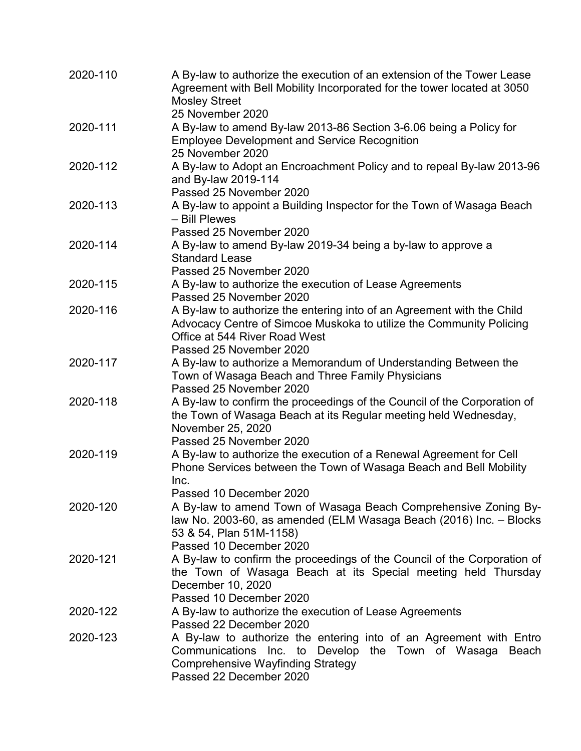| | |
|---|---|
| 2020-110 | A By-law to authorize the execution of an extension of the Tower Lease Agreement with Bell Mobility Incorporated for the tower located at 3050 Mosley Street<br>25 November 2020 |
| 2020-111 | A By-law to amend By-law 2013-86 Section 3-6.06 being a Policy for Employee Development and Service Recognition<br>25 November 2020 |
| 2020-112 | A By-law to Adopt an Encroachment Policy and to repeal By-law 2013-96 and By-law 2019-114<br>Passed 25 November 2020 |
| 2020-113 | A By-law to appoint a Building Inspector for the Town of Wasaga Beach – Bill Plewes<br>Passed 25 November 2020 |
| 2020-114 | A By-law to amend By-law 2019-34 being a by-law to approve a Standard Lease<br>Passed 25 November 2020 |
| 2020-115 | A By-law to authorize the execution of Lease Agreements<br>Passed 25 November 2020 |
| 2020-116 | A By-law to authorize the entering into of an Agreement with the Child Advocacy Centre of Simcoe Muskoka to utilize the Community Policing Office at 544 River Road West<br>Passed 25 November 2020 |
| 2020-117 | A By-law to authorize a Memorandum of Understanding Between the Town of Wasaga Beach and Three Family Physicians<br>Passed 25 November 2020 |
| 2020-118 | A By-law to confirm the proceedings of the Council of the Corporation of the Town of Wasaga Beach at its Regular meeting held Wednesday, November 25, 2020<br>Passed 25 November 2020 |
| 2020-119 | A By-law to authorize the execution of a Renewal Agreement for Cell Phone Services between the Town of Wasaga Beach and Bell Mobility Inc.<br>Passed 10 December 2020 |
| 2020-120 | A By-law to amend Town of Wasaga Beach Comprehensive Zoning By-law No. 2003-60, as amended (ELM Wasaga Beach (2016) Inc. – Blocks 53 & 54, Plan 51M-1158)<br>Passed 10 December 2020 |
| 2020-121 | A By-law to confirm the proceedings of the Council of the Corporation of the Town of Wasaga Beach at its Special meeting held Thursday December 10, 2020<br>Passed 10 December 2020 |
| 2020-122 | A By-law to authorize the execution of Lease Agreements<br>Passed 22 December 2020 |
| 2020-123 | A By-law to authorize the entering into of an Agreement with Entro Communications Inc. to Develop the Town of Wasaga Beach Comprehensive Wayfinding Strategy<br>Passed 22 December 2020 |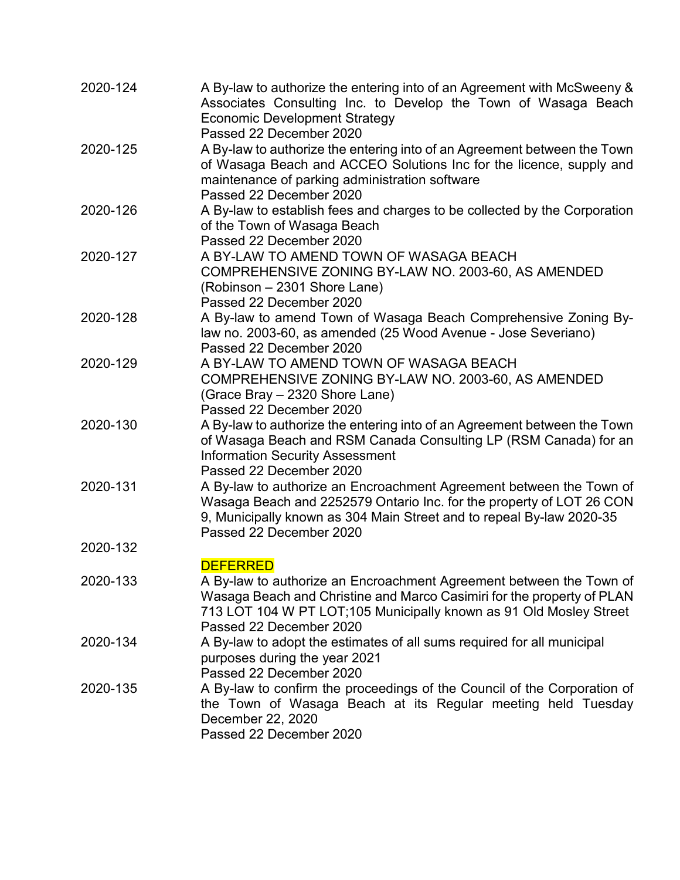| | |
|---|---|
| 2020-124 | A By-law to authorize the entering into of an Agreement with McSweeny & Associates Consulting Inc. to Develop the Town of Wasaga Beach Economic Development Strategy<br>Passed 22 December 2020 |
| 2020-125 | A By-law to authorize the entering into of an Agreement between the Town of Wasaga Beach and ACCEO Solutions Inc for the licence, supply and maintenance of parking administration software<br>Passed 22 December 2020 |
| 2020-126 | A By-law to establish fees and charges to be collected by the Corporation of the Town of Wasaga Beach<br>Passed 22 December 2020 |
| 2020-127 | A BY-LAW TO AMEND TOWN OF WASAGA BEACH COMPREHENSIVE ZONING BY-LAW NO. 2003-60, AS AMENDED (Robinson – 2301 Shore Lane)<br>Passed 22 December 2020 |
| 2020-128 | A By-law to amend Town of Wasaga Beach Comprehensive Zoning By-law no. 2003-60, as amended (25 Wood Avenue - Jose Severiano)<br>Passed 22 December 2020 |
| 2020-129 | A BY-LAW TO AMEND TOWN OF WASAGA BEACH COMPREHENSIVE ZONING BY-LAW NO. 2003-60, AS AMENDED (Grace Bray – 2320 Shore Lane)<br>Passed 22 December 2020 |
| 2020-130 | A By-law to authorize the entering into of an Agreement between the Town of Wasaga Beach and RSM Canada Consulting LP (RSM Canada) for an Information Security Assessment<br>Passed 22 December 2020 |
| 2020-131 | A By-law to authorize an Encroachment Agreement between the Town of Wasaga Beach and 2252579 Ontario Inc. for the property of LOT 26 CON 9, Municipally known as 304 Main Street and to repeal By-law 2020-35<br>Passed 22 December 2020 |
| 2020-132 | DEFERRED |
| 2020-133 | A By-law to authorize an Encroachment Agreement between the Town of Wasaga Beach and Christine and Marco Casimiri for the property of PLAN 713 LOT 104 W PT LOT;105 Municipally known as 91 Old Mosley Street<br>Passed 22 December 2020 |
| 2020-134 | A By-law to adopt the estimates of all sums required for all municipal purposes during the year 2021<br>Passed 22 December 2020 |
| 2020-135 | A By-law to confirm the proceedings of the Council of the Corporation of the Town of Wasaga Beach at its Regular meeting held Tuesday December 22, 2020<br>Passed 22 December 2020 |